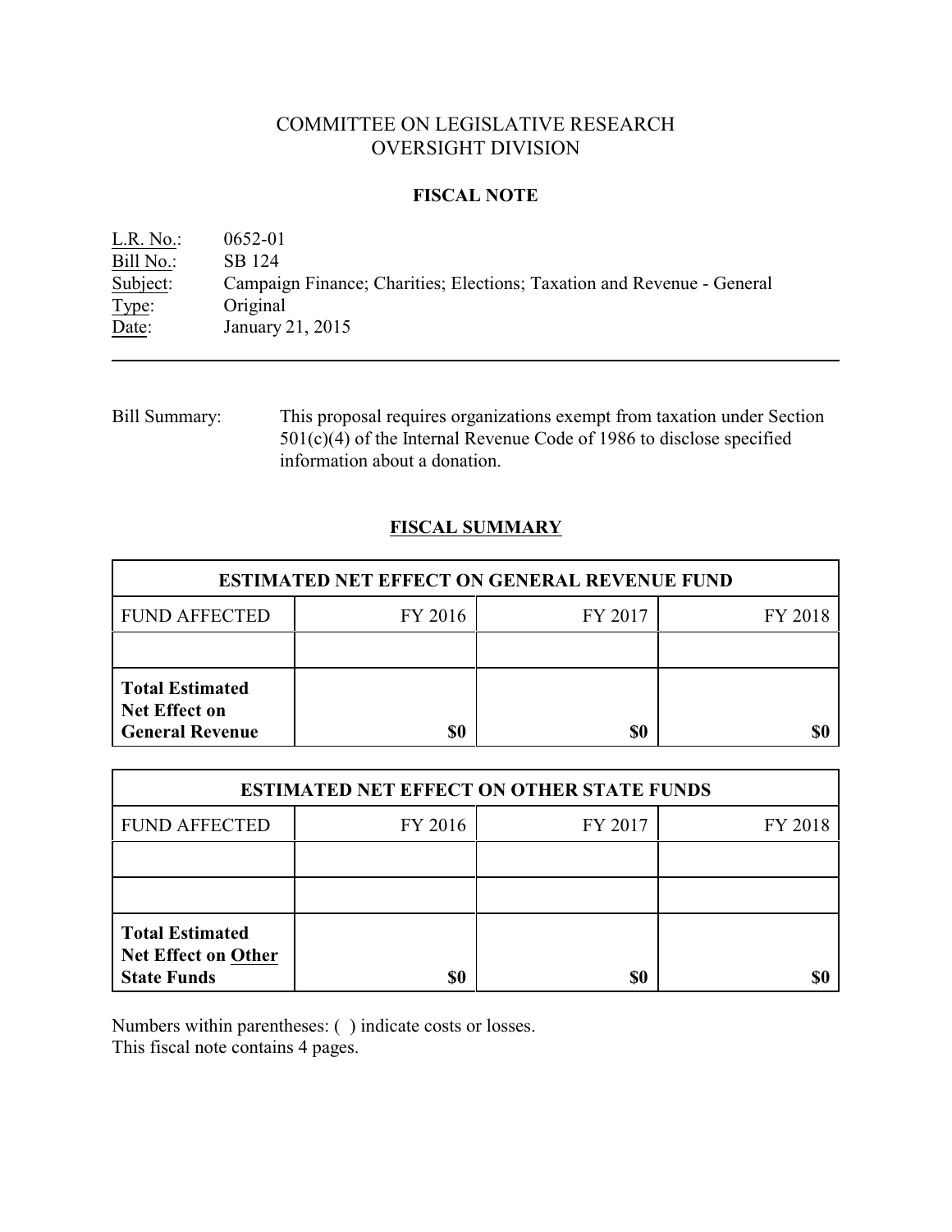# COMMITTEE ON LEGISLATIVE RESEARCH
# OVERSIGHT DIVISION

## FISCAL NOTE

L.R. No.: 0652-01
Bill No.: SB 124
Subject: Campaign Finance; Charities; Elections; Taxation and Revenue - General
Type: Original
Date: January 21, 2015

---

Bill Summary: This proposal requires organizations exempt from taxation under Section 501(c)(4) of the Internal Revenue Code of 1986 to disclose specified information about a donation.

## FISCAL SUMMARY

| ESTIMATED NET EFFECT ON GENERAL REVENUE FUND | | | |
|---|---|---|---|
| FUND AFFECTED | FY 2016 | FY 2017 | FY 2018 |
| | | | |
| **Total Estimated Net Effect on General Revenue** | **$0** | **$0** | **$0** |

| ESTIMATED NET EFFECT ON OTHER STATE FUNDS | | | |
|---|---|---|---|
| FUND AFFECTED | FY 2016 | FY 2017 | FY 2018 |
| | | | |
| | | | |
| **Total Estimated Net Effect on Other State Funds** | **$0** | **$0** | **$0** |

Numbers within parentheses: ( ) indicate costs or losses.
This fiscal note contains 4 pages.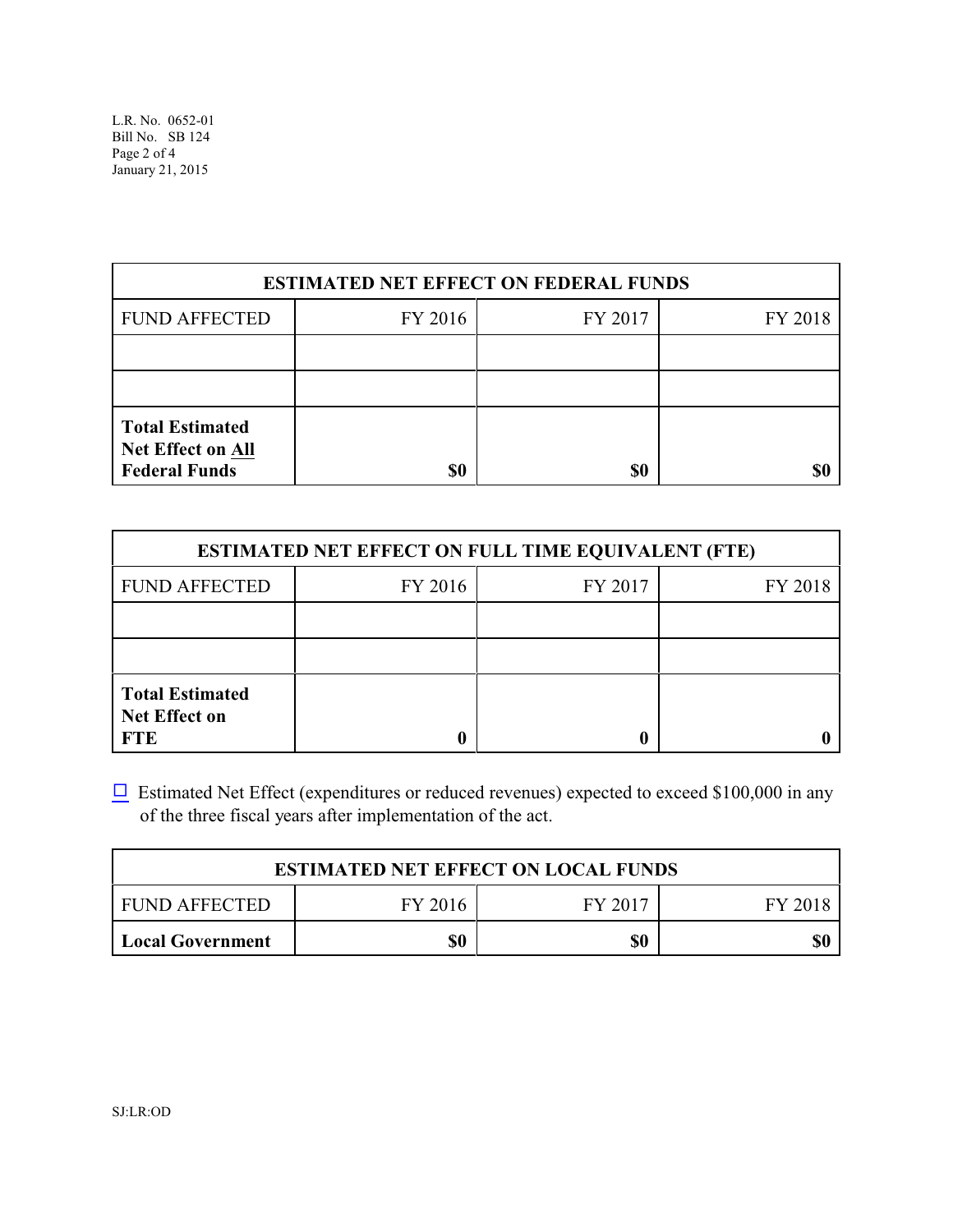| ESTIMATED NET EFFECT ON FEDERAL FUNDS | | | |
|---|---|---|---|
| FUND AFFECTED | FY 2016 | FY 2017 | FY 2018 |
| | | | |
| | | | |
| **Total Estimated Net Effect on All Federal Funds** | **$0** | **$0** | **$0** |

| ESTIMATED NET EFFECT ON FULL TIME EQUIVALENT (FTE) | | | |
|---|---|---|---|
| FUND AFFECTED | FY 2016 | FY 2017 | FY 2018 |
| | | | |
| | | | |
| **Total Estimated Net Effect on FTE** | **0** | **0** | **0** |

☐ Estimated Net Effect (expenditures or reduced revenues) expected to exceed $100,000 in any of the three fiscal years after implementation of the act.

| ESTIMATED NET EFFECT ON LOCAL FUNDS | | | |
|---|---|---|---|
| FUND AFFECTED | FY 2016 | FY 2017 | FY 2018 |
| **Local Government** | **$0** | **$0** | **$0** |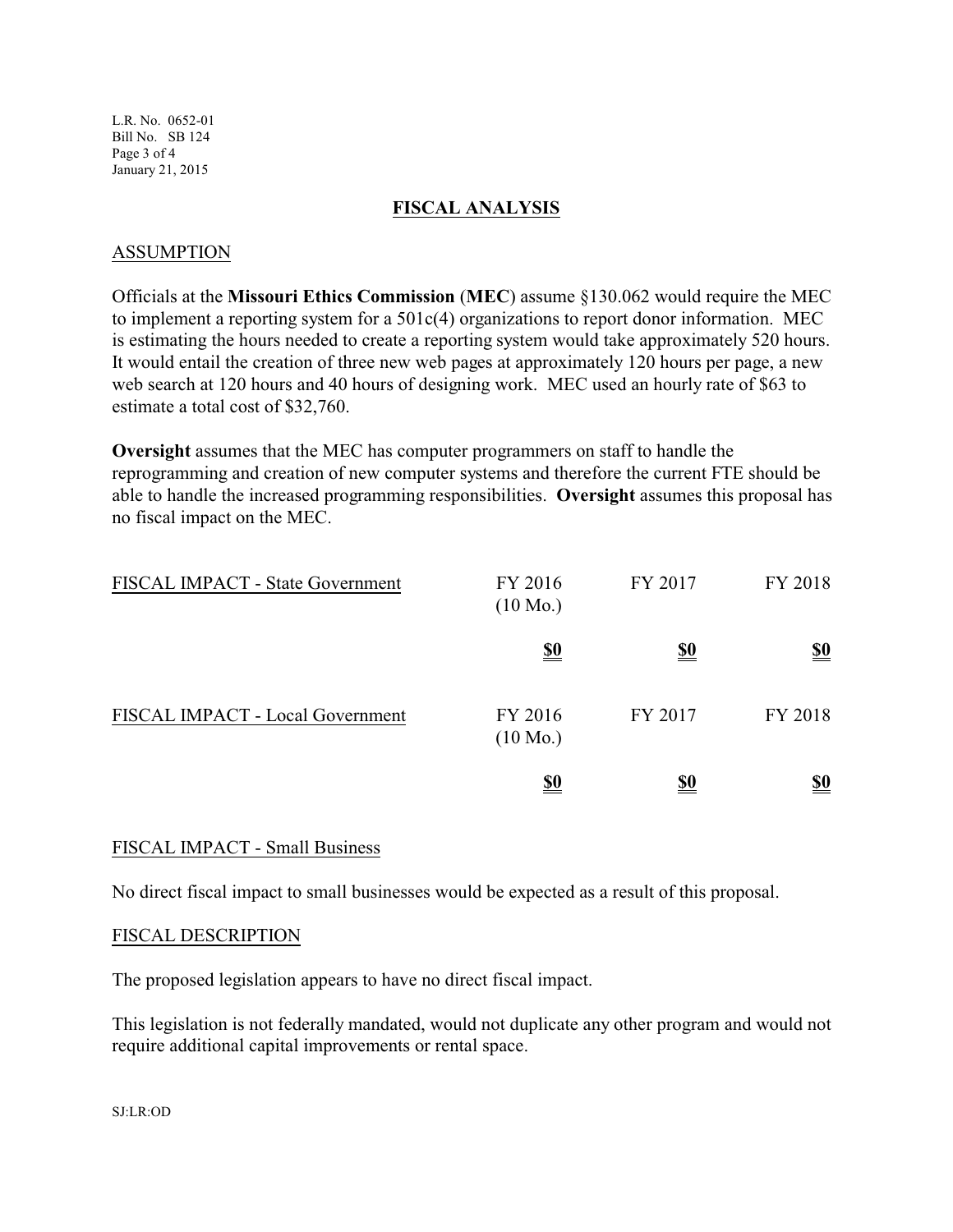## FISCAL ANALYSIS

### ASSUMPTION

Officials at the **Missouri Ethics Commission** (**MEC**) assume §130.062 would require the MEC to implement a reporting system for a 501c(4) organizations to report donor information. MEC is estimating the hours needed to create a reporting system would take approximately 520 hours. It would entail the creation of three new web pages at approximately 120 hours per page, a new web search at 120 hours and 40 hours of designing work. MEC used an hourly rate of $63 to estimate a total cost of $32,760.

**Oversight** assumes that the MEC has computer programmers on staff to handle the reprogramming and creation of new computer systems and therefore the current FTE should be able to handle the increased programming responsibilities. **Oversight** assumes this proposal has no fiscal impact on the MEC.

| FISCAL IMPACT - State Government | FY 2016 (10 Mo.) | FY 2017 | FY 2018 |
|---|---|---|---|
| | **$0** | **$0** | **$0** |

| FISCAL IMPACT - Local Government | FY 2016 (10 Mo.) | FY 2017 | FY 2018 |
|---|---|---|---|
| | **$0** | **$0** | **$0** |

### FISCAL IMPACT - Small Business

No direct fiscal impact to small businesses would be expected as a result of this proposal.

### FISCAL DESCRIPTION

The proposed legislation appears to have no direct fiscal impact.

This legislation is not federally mandated, would not duplicate any other program and would not require additional capital improvements or rental space.

SJ:LR:OD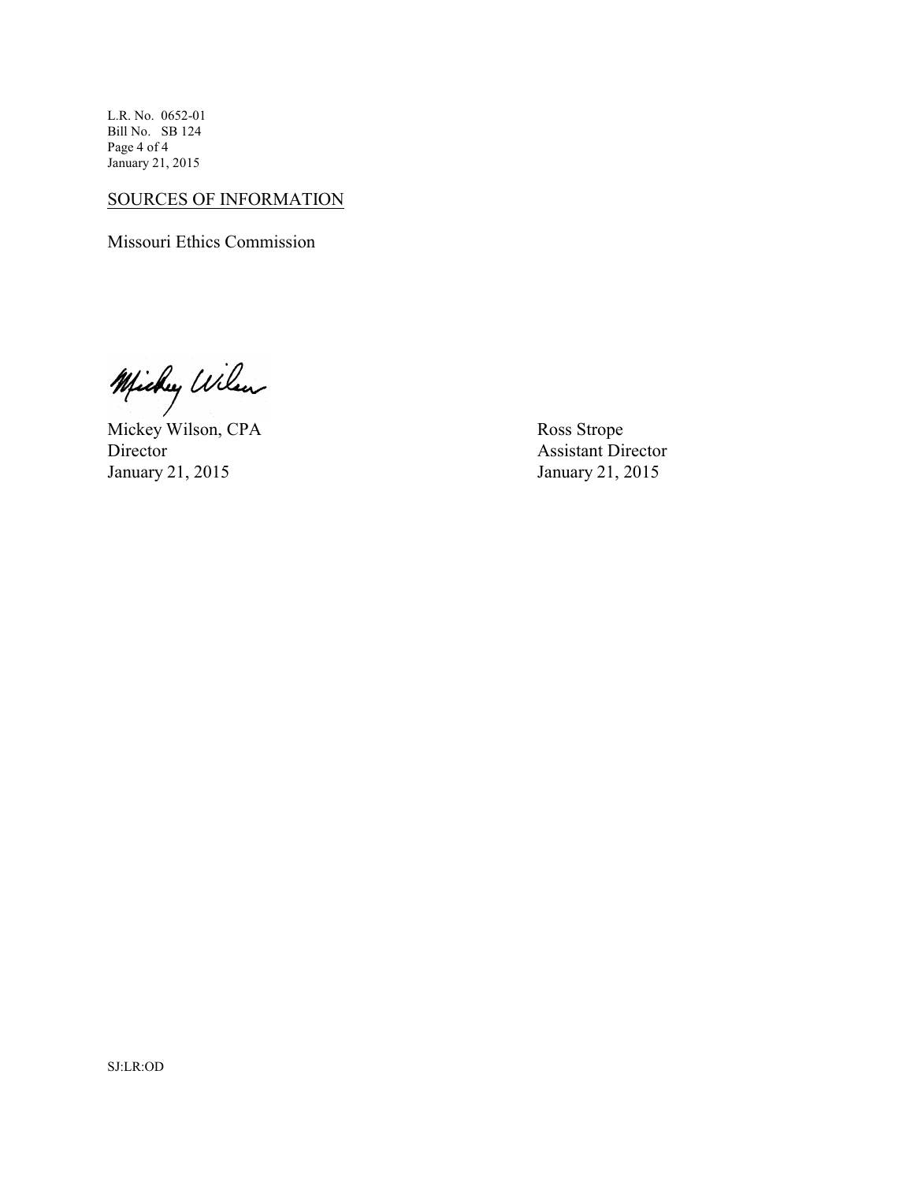## SOURCES OF INFORMATION

Missouri Ethics Commission

Mickey Wilson, CPA
Director
January 21, 2015

Ross Strope
Assistant Director
January 21, 2015

SJ:LR:OD